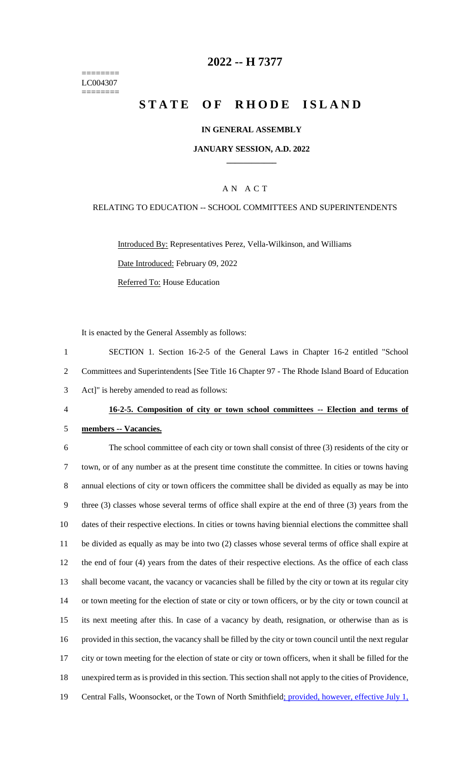========
LC004307
========

# 2022 -- H 7377

# STATE OF RHODE ISLAND

## IN GENERAL ASSEMBLY

### JANUARY SESSION, A.D. 2022

### A N A C T

RELATING TO EDUCATION -- SCHOOL COMMITTEES AND SUPERINTENDENTS

Introduced By: Representatives Perez, Vella-Wilkinson, and Williams

Date Introduced: February 09, 2022

Referred To: House Education

It is enacted by the General Assembly as follows:

1 SECTION 1. Section 16-2-5 of the General Laws in Chapter 16-2 entitled "School
2 Committees and Superintendents [See Title 16 Chapter 97 - The Rhode Island Board of Education
3 Act]" is hereby amended to read as follows:

4 **16-2-5. Composition of city or town school committees -- Election and terms of**
5 **members -- Vacancies.**

6 The school committee of each city or town shall consist of three (3) residents of the city or
7 town, or of any number as at the present time constitute the committee. In cities or towns having
8 annual elections of city or town officers the committee shall be divided as equally as may be into
9 three (3) classes whose several terms of office shall expire at the end of three (3) years from the
10 dates of their respective elections. In cities or towns having biennial elections the committee shall
11 be divided as equally as may be into two (2) classes whose several terms of office shall expire at
12 the end of four (4) years from the dates of their respective elections. As the office of each class
13 shall become vacant, the vacancy or vacancies shall be filled by the city or town at its regular city
14 or town meeting for the election of state or city or town officers, or by the city or town council at
15 its next meeting after this. In case of a vacancy by death, resignation, or otherwise than as is
16 provided in this section, the vacancy shall be filled by the city or town council until the next regular
17 city or town meeting for the election of state or city or town officers, when it shall be filled for the
18 unexpired term as is provided in this section. This section shall not apply to the cities of Providence,
19 Central Falls, Woonsocket, or the Town of North Smithfield; provided, however, effective July 1,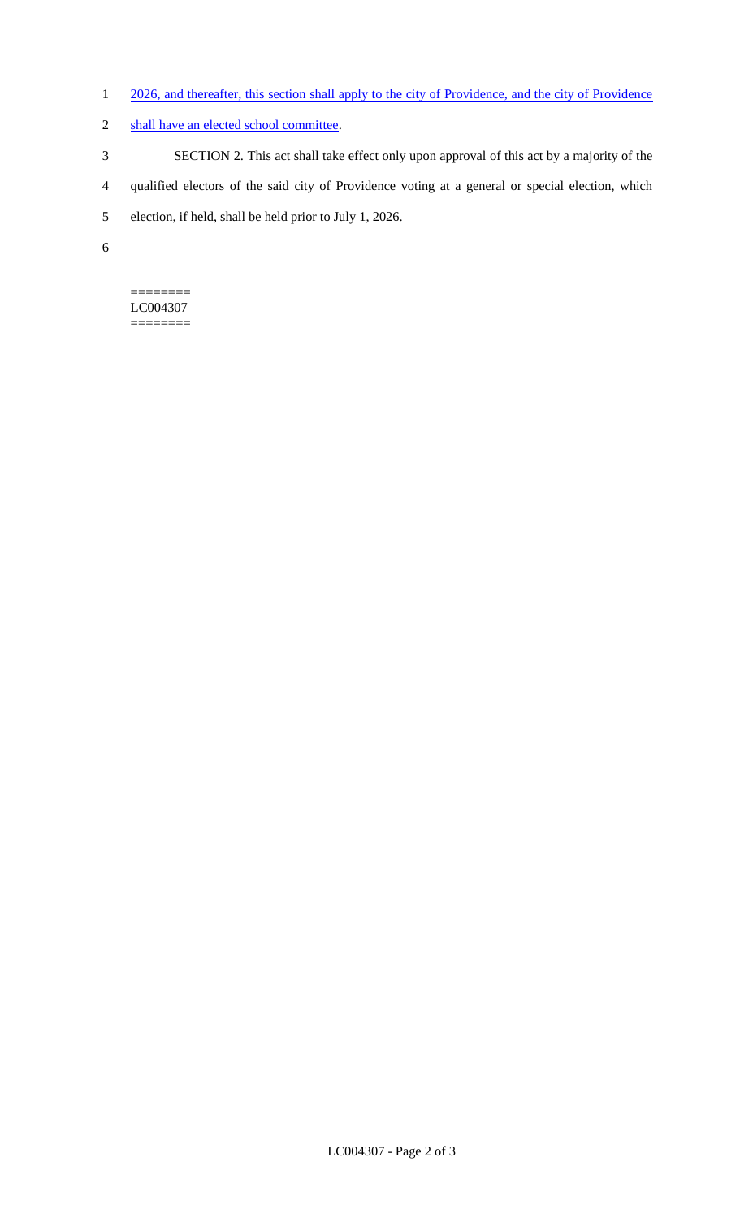2026, and thereafter, this section shall apply to the city of Providence, and the city of Providence shall have an elected school committee.

SECTION 2. This act shall take effect only upon approval of this act by a majority of the qualified electors of the said city of Providence voting at a general or special election, which election, if held, shall be held prior to July 1, 2026.

========
LC004307
========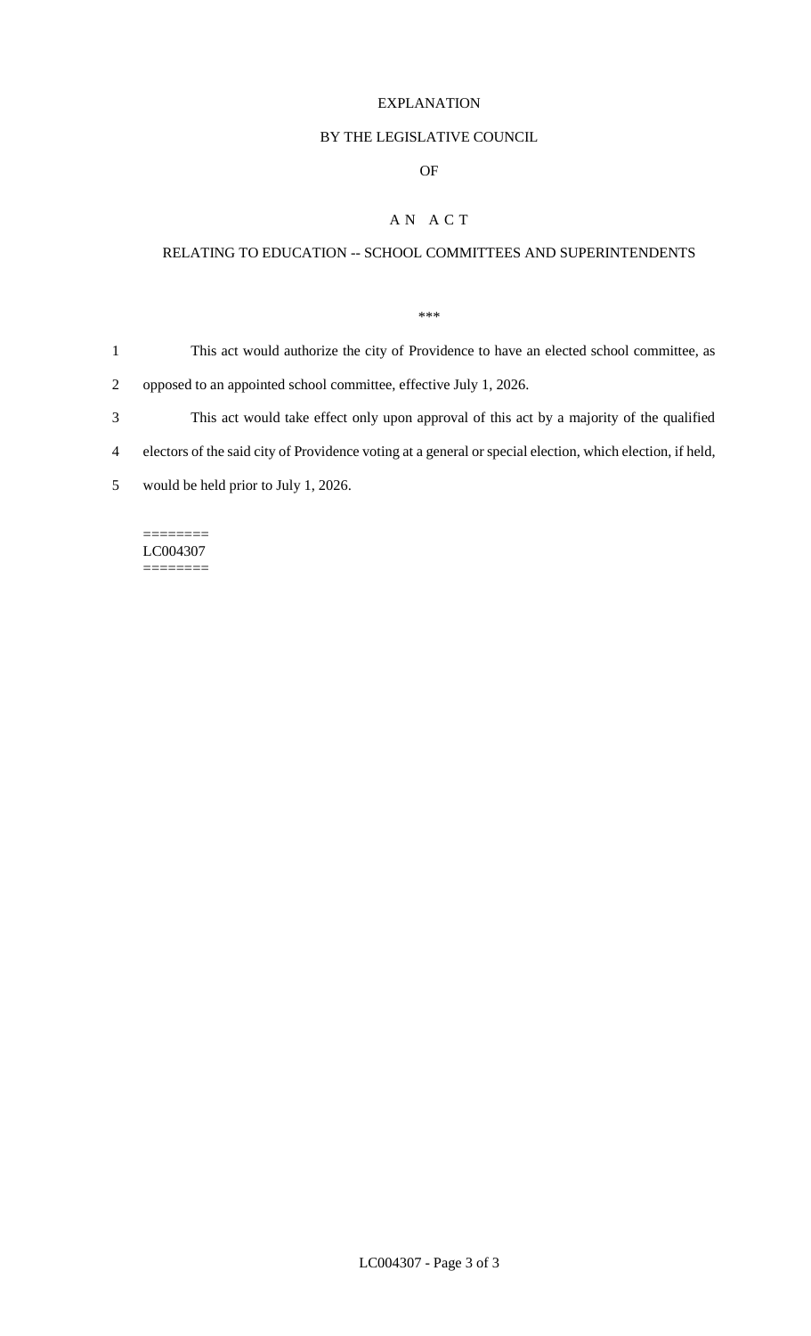EXPLANATION

BY THE LEGISLATIVE COUNCIL

OF

A N A C T

RELATING TO EDUCATION -- SCHOOL COMMITTEES AND SUPERINTENDENTS

\*\*\*

This act would authorize the city of Providence to have an elected school committee, as opposed to an appointed school committee, effective July 1, 2026.

This act would take effect only upon approval of this act by a majority of the qualified electors of the said city of Providence voting at a general or special election, which election, if held, would be held prior to July 1, 2026.

========
LC004307
========